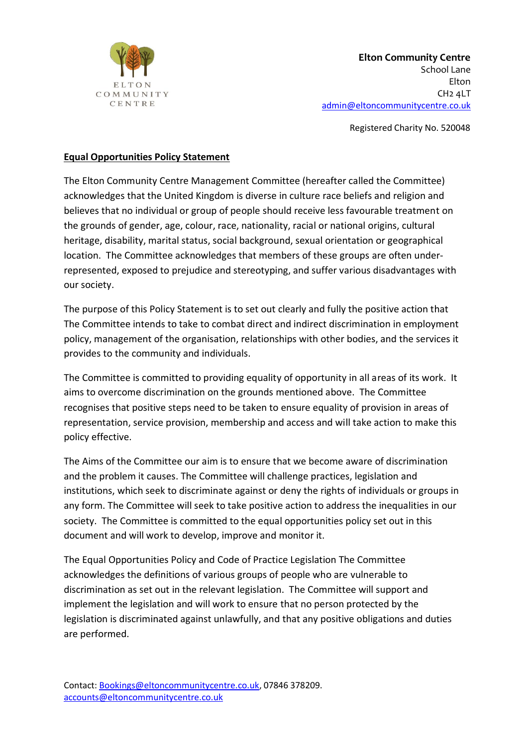ELTON COMMUNITY CENTRE

**Elton Community Centre**
School Lane
Elton
CH2 4LT
admin@eltoncommunitycentre.co.uk

Registered Charity No. 520048

**Equal Opportunities Policy Statement**

The Elton Community Centre Management Committee (hereafter called the Committee) acknowledges that the United Kingdom is diverse in culture race beliefs and religion and believes that no individual or group of people should receive less favourable treatment on the grounds of gender, age, colour, race, nationality, racial or national origins, cultural heritage, disability, marital status, social background, sexual orientation or geographical location. The Committee acknowledges that members of these groups are often under-represented, exposed to prejudice and stereotyping, and suffer various disadvantages with our society.

The purpose of this Policy Statement is to set out clearly and fully the positive action that The Committee intends to take to combat direct and indirect discrimination in employment policy, management of the organisation, relationships with other bodies, and the services it provides to the community and individuals.

The Committee is committed to providing equality of opportunity in all areas of its work. It aims to overcome discrimination on the grounds mentioned above. The Committee recognises that positive steps need to be taken to ensure equality of provision in areas of representation, service provision, membership and access and will take action to make this policy effective.

The Aims of the Committee our aim is to ensure that we become aware of discrimination and the problem it causes. The Committee will challenge practices, legislation and institutions, which seek to discriminate against or deny the rights of individuals or groups in any form. The Committee will seek to take positive action to address the inequalities in our society. The Committee is committed to the equal opportunities policy set out in this document and will work to develop, improve and monitor it.

The Equal Opportunities Policy and Code of Practice Legislation The Committee acknowledges the definitions of various groups of people who are vulnerable to discrimination as set out in the relevant legislation. The Committee will support and implement the legislation and will work to ensure that no person protected by the legislation is discriminated against unlawfully, and that any positive obligations and duties are performed.

Contact: Bookings@eltoncommunitycentre.co.uk, 07846 378209.
accounts@eltoncommunitycentre.co.uk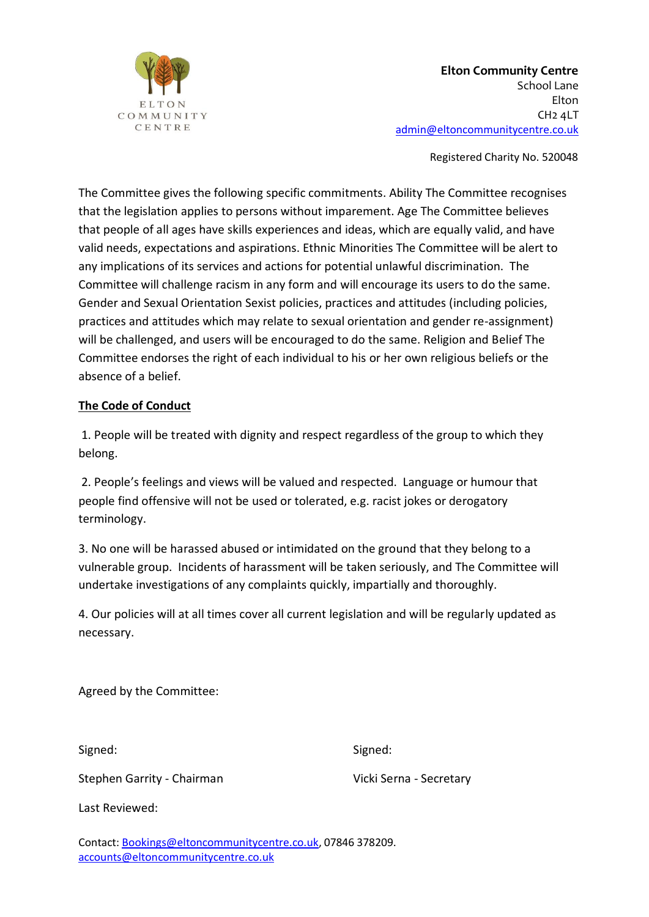**Elton Community Centre**
School Lane
Elton
CH2 4LT
admin@eltoncommunitycentre.co.uk

Registered Charity No. 520048

The Committee gives the following specific commitments. Ability The Committee recognises that the legislation applies to persons without imparement. Age The Committee believes that people of all ages have skills experiences and ideas, which are equally valid, and have valid needs, expectations and aspirations. Ethnic Minorities The Committee will be alert to any implications of its services and actions for potential unlawful discrimination. The Committee will challenge racism in any form and will encourage its users to do the same. Gender and Sexual Orientation Sexist policies, practices and attitudes (including policies, practices and attitudes which may relate to sexual orientation and gender re-assignment) will be challenged, and users will be encouraged to do the same. Religion and Belief The Committee endorses the right of each individual to his or her own religious beliefs or the absence of a belief.

**The Code of Conduct**

1. People will be treated with dignity and respect regardless of the group to which they belong.

2. People's feelings and views will be valued and respected. Language or humour that people find offensive will not be used or tolerated, e.g. racist jokes or derogatory terminology.

3. No one will be harassed abused or intimidated on the ground that they belong to a vulnerable group. Incidents of harassment will be taken seriously, and The Committee will undertake investigations of any complaints quickly, impartially and thoroughly.

4. Our policies will at all times cover all current legislation and will be regularly updated as necessary.

Agreed by the Committee:

Signed:

Stephen Garrity - Chairman

Signed:

Vicki Serna - Secretary

Last Reviewed:

Contact: Bookings@eltoncommunitycentre.co.uk, 07846 378209.
accounts@eltoncommunitycentre.co.uk